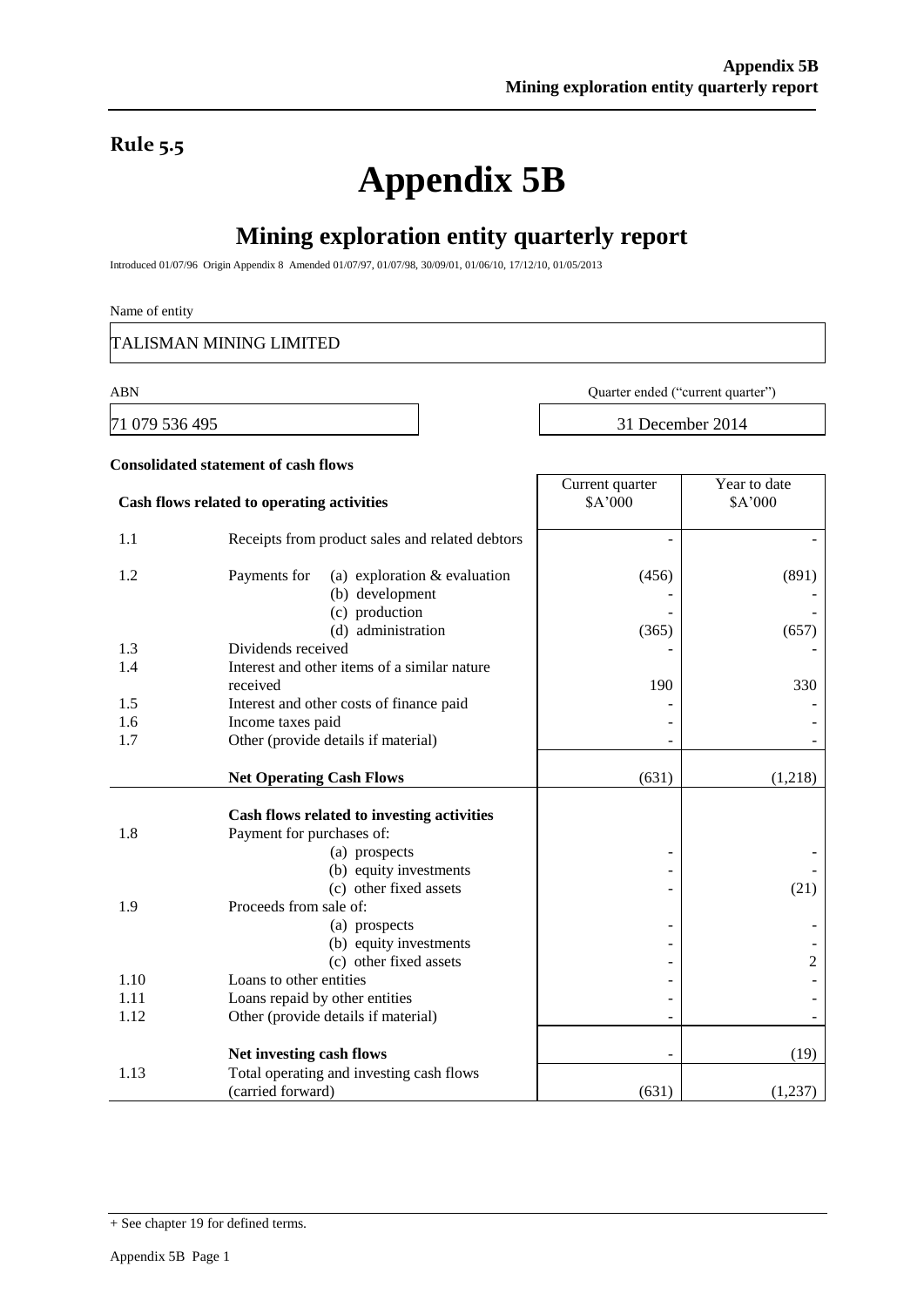**Rule 5.5**

# Appendix 5B

## Mining exploration entity quarterly report

Introduced 01/07/96 Origin Appendix 8 Amended 01/07/97, 01/07/98, 30/09/01, 01/06/10, 17/12/10, 01/05/2013

Name of entity

TALISMAN MINING LIMITED

| ABN | Quarter ended ("current quarter") |
|---|---|
| 71 079 536 495 | 31 December 2014 |

**Consolidated statement of cash flows**

| | Cash flows related to operating activities | Current quarter $A'000 | Year to date $A'000 |
|---|---|---|---|
| 1.1 | Receipts from product sales and related debtors | - | - |
| 1.2 | Payments for (a) exploration & evaluation | (456) | (891) |
| | (b) development | - | - |
| | (c) production | - | - |
| | (d) administration | (365) | (657) |
| 1.3 | Dividends received | - | - |
| 1.4 | Interest and other items of a similar nature received | 190 | 330 |
| 1.5 | Interest and other costs of finance paid | - | - |
| 1.6 | Income taxes paid | - | - |
| 1.7 | Other (provide details if material) | - | - |
| | **Net Operating Cash Flows** | (631) | (1,218) |
| | **Cash flows related to investing activities** | | |
| 1.8 | Payment for purchases of: | | |
| | (a) prospects | - | - |
| | (b) equity investments | - | - |
| | (c) other fixed assets | - | (21) |
| 1.9 | Proceeds from sale of: | | |
| | (a) prospects | - | - |
| | (b) equity investments | - | - |
| | (c) other fixed assets | - | 2 |
| 1.10 | Loans to other entities | - | - |
| 1.11 | Loans repaid by other entities | - | - |
| 1.12 | Other (provide details if material) | - | - |
| | **Net investing cash flows** | - | (19) |
| 1.13 | Total operating and investing cash flows (carried forward) | (631) | (1,237) |

+ See chapter 19 for defined terms.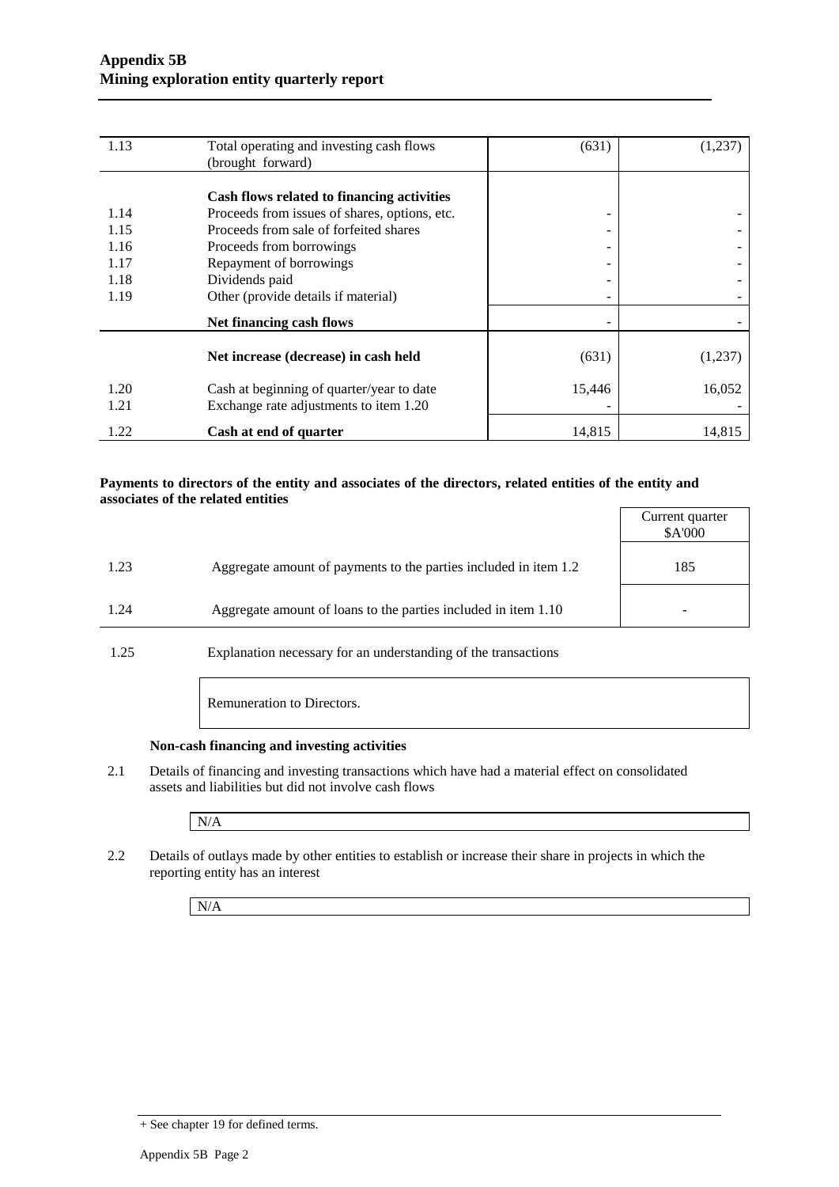| | | | |
|---|---|---|---|
| 1.13 | Total operating and investing cash flows (brought forward) | (631) | (1,237) |
| | **Cash flows related to financing activities** | | |
| 1.14 | Proceeds from issues of shares, options, etc. | - | - |
| 1.15 | Proceeds from sale of forfeited shares | - | - |
| 1.16 | Proceeds from borrowings | - | - |
| 1.17 | Repayment of borrowings | - | - |
| 1.18 | Dividends paid | - | - |
| 1.19 | Other (provide details if material) | - | - |
| | **Net financing cash flows** | - | - |
| | **Net increase (decrease) in cash held** | (631) | (1,237) |
| 1.20 | Cash at beginning of quarter/year to date | 15,446 | 16,052 |
| 1.21 | Exchange rate adjustments to item 1.20 | - | - |
| 1.22 | **Cash at end of quarter** | 14,815 | 14,815 |

**Payments to directors of the entity and associates of the directors, related entities of the entity and associates of the related entities**

| | | Current quarter $A'000 |
|---|---|---|
| 1.23 | Aggregate amount of payments to the parties included in item 1.2 | 185 |
| 1.24 | Aggregate amount of loans to the parties included in item 1.10 | - |

1.25 Explanation necessary for an understanding of the transactions

Remuneration to Directors.

**Non-cash financing and investing activities**

2.1 Details of financing and investing transactions which have had a material effect on consolidated assets and liabilities but did not involve cash flows

N/A

2.2 Details of outlays made by other entities to establish or increase their share in projects in which the reporting entity has an interest

N/A

+ See chapter 19 for defined terms.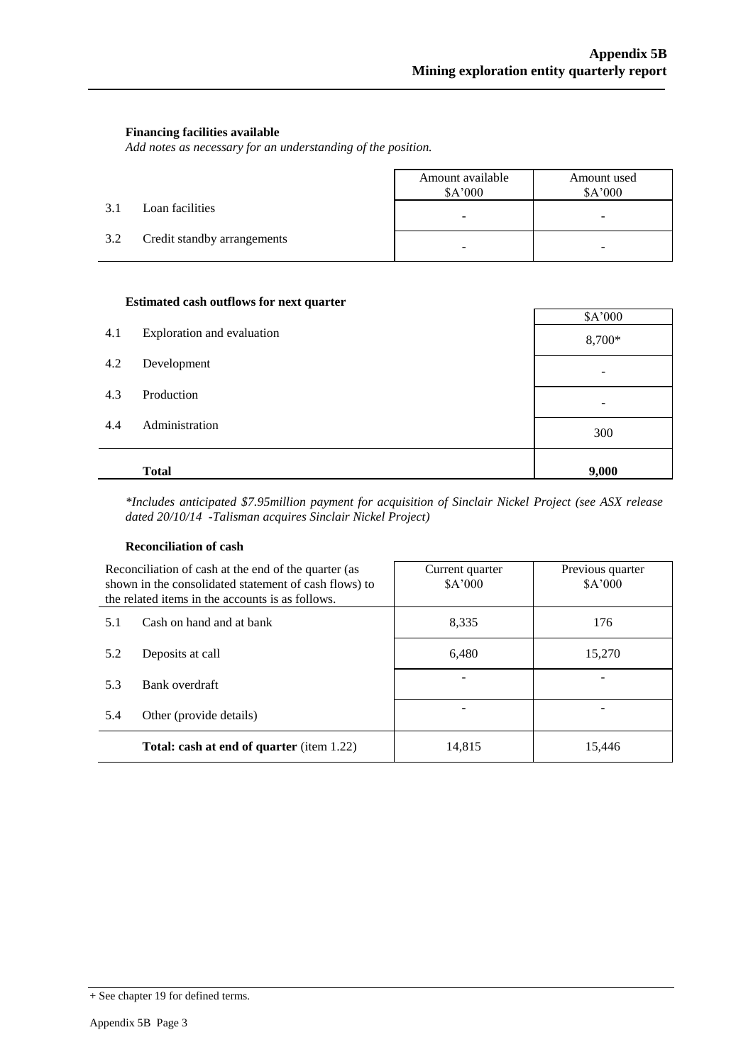### Financing facilities available

*Add notes as necessary for an understanding of the position.*

| | | Amount available $A'000 | Amount used $A'000 |
|---|---|---|---|
| 3.1 | Loan facilities | - | - |
| 3.2 | Credit standby arrangements | - | - |

### Estimated cash outflows for next quarter

| | | $A'000 |
|---|---|---|
| 4.1 | Exploration and evaluation | 8,700* |
| 4.2 | Development | - |
| 4.3 | Production | - |
| 4.4 | Administration | 300 |
| | **Total** | **9,000** |

*\*Includes anticipated $7.95million payment for acquisition of Sinclair Nickel Project (see ASX release dated 20/10/14 -Talisman acquires Sinclair Nickel Project)*

### Reconciliation of cash

| Reconciliation of cash at the end of the quarter (as shown in the consolidated statement of cash flows) to the related items in the accounts is as follows. | | Current quarter $A'000 | Previous quarter $A'000 |
|---|---|---|---|
| 5.1 | Cash on hand and at bank | 8,335 | 176 |
| 5.2 | Deposits at call | 6,480 | 15,270 |
| 5.3 | Bank overdraft | - | - |
| 5.4 | Other (provide details) | - | - |
| | **Total: cash at end of quarter** (item 1.22) | 14,815 | 15,446 |

+ See chapter 19 for defined terms.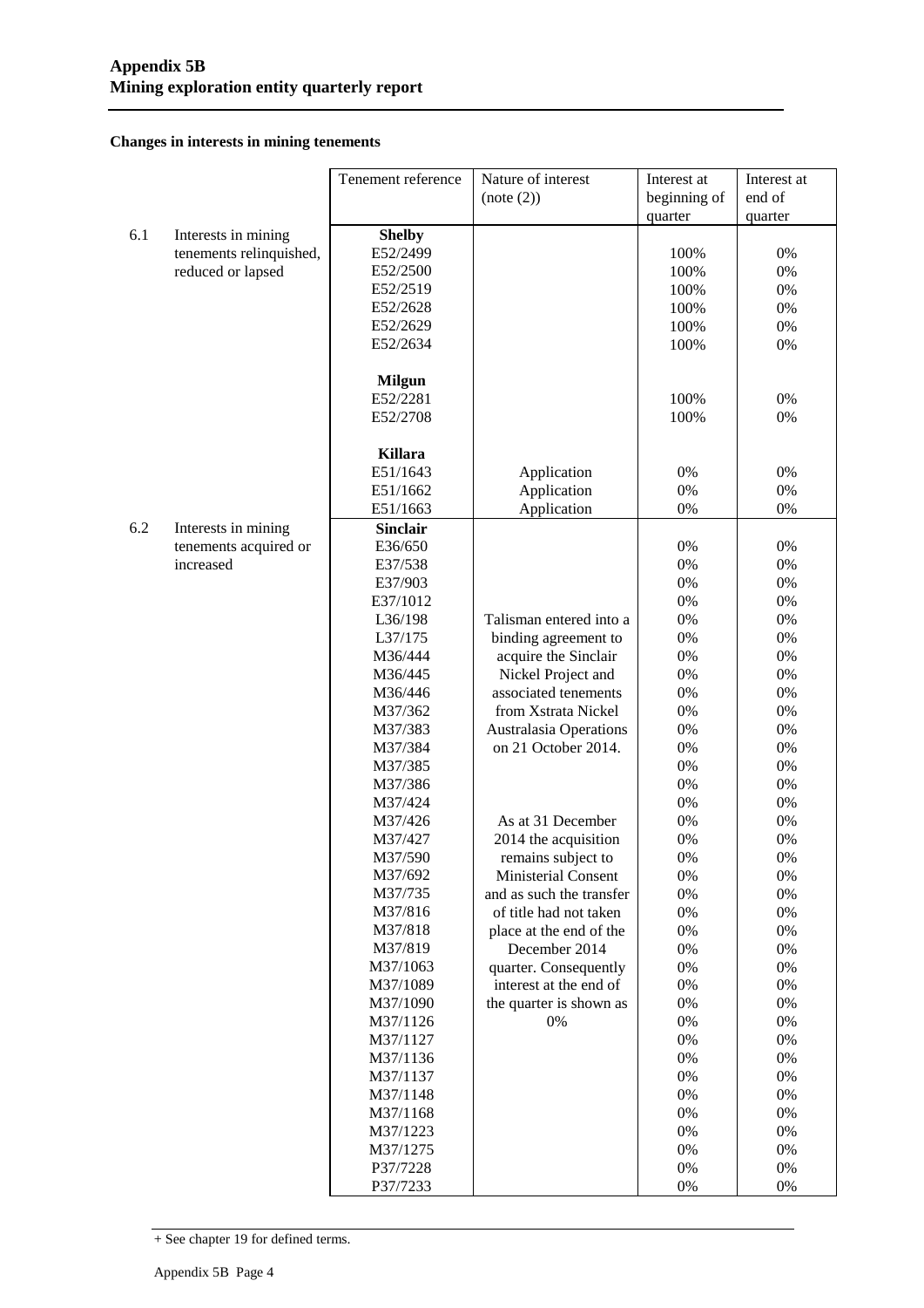## Changes in interests in mining tenements

| | | Tenement reference | Nature of interest (note (2)) | Interest at beginning of quarter | Interest at end of quarter |
|---|---|---|---|---|---|
| 6.1 | Interests in mining tenements relinquished, reduced or lapsed | **Shelby** | | | |
| | | E52/2499 | | 100% | 0% |
| | | E52/2500 | | 100% | 0% |
| | | E52/2519 | | 100% | 0% |
| | | E52/2628 | | 100% | 0% |
| | | E52/2629 | | 100% | 0% |
| | | E52/2634 | | 100% | 0% |
| | | **Milgun** | | | |
| | | E52/2281 | | 100% | 0% |
| | | E52/2708 | | 100% | 0% |
| | | **Killara** | | | |
| | | E51/1643 | Application | 0% | 0% |
| | | E51/1662 | Application | 0% | 0% |
| | | E51/1663 | Application | 0% | 0% |
| 6.2 | Interests in mining tenements acquired or increased | **Sinclair** | Talisman entered into a binding agreement to acquire the Sinclair Nickel Project and associated tenements from Xstrata Nickel Australasia Operations on 21 October 2014. As at 31 December 2014 the acquisition remains subject to Ministerial Consent and as such the transfer of title had not taken place at the end of the December 2014 quarter. Consequently interest at the end of the quarter is shown as 0% | | |
| | | E36/650 | | 0% | 0% |
| | | E37/538 | | 0% | 0% |
| | | E37/903 | | 0% | 0% |
| | | E37/1012 | | 0% | 0% |
| | | L36/198 | | 0% | 0% |
| | | L37/175 | | 0% | 0% |
| | | M36/444 | | 0% | 0% |
| | | M36/445 | | 0% | 0% |
| | | M36/446 | | 0% | 0% |
| | | M37/362 | | 0% | 0% |
| | | M37/383 | | 0% | 0% |
| | | M37/384 | | 0% | 0% |
| | | M37/385 | | 0% | 0% |
| | | M37/386 | | 0% | 0% |
| | | M37/424 | | 0% | 0% |
| | | M37/426 | | 0% | 0% |
| | | M37/427 | | 0% | 0% |
| | | M37/590 | | 0% | 0% |
| | | M37/692 | | 0% | 0% |
| | | M37/735 | | 0% | 0% |
| | | M37/816 | | 0% | 0% |
| | | M37/818 | | 0% | 0% |
| | | M37/819 | | 0% | 0% |
| | | M37/1063 | | 0% | 0% |
| | | M37/1089 | | 0% | 0% |
| | | M37/1090 | | 0% | 0% |
| | | M37/1126 | | 0% | 0% |
| | | M37/1127 | | 0% | 0% |
| | | M37/1136 | | 0% | 0% |
| | | M37/1137 | | 0% | 0% |
| | | M37/1148 | | 0% | 0% |
| | | M37/1168 | | 0% | 0% |
| | | M37/1223 | | 0% | 0% |
| | | M37/1275 | | 0% | 0% |
| | | P37/7228 | | 0% | 0% |
| | | P37/7233 | | 0% | 0% |

+ See chapter 19 for defined terms.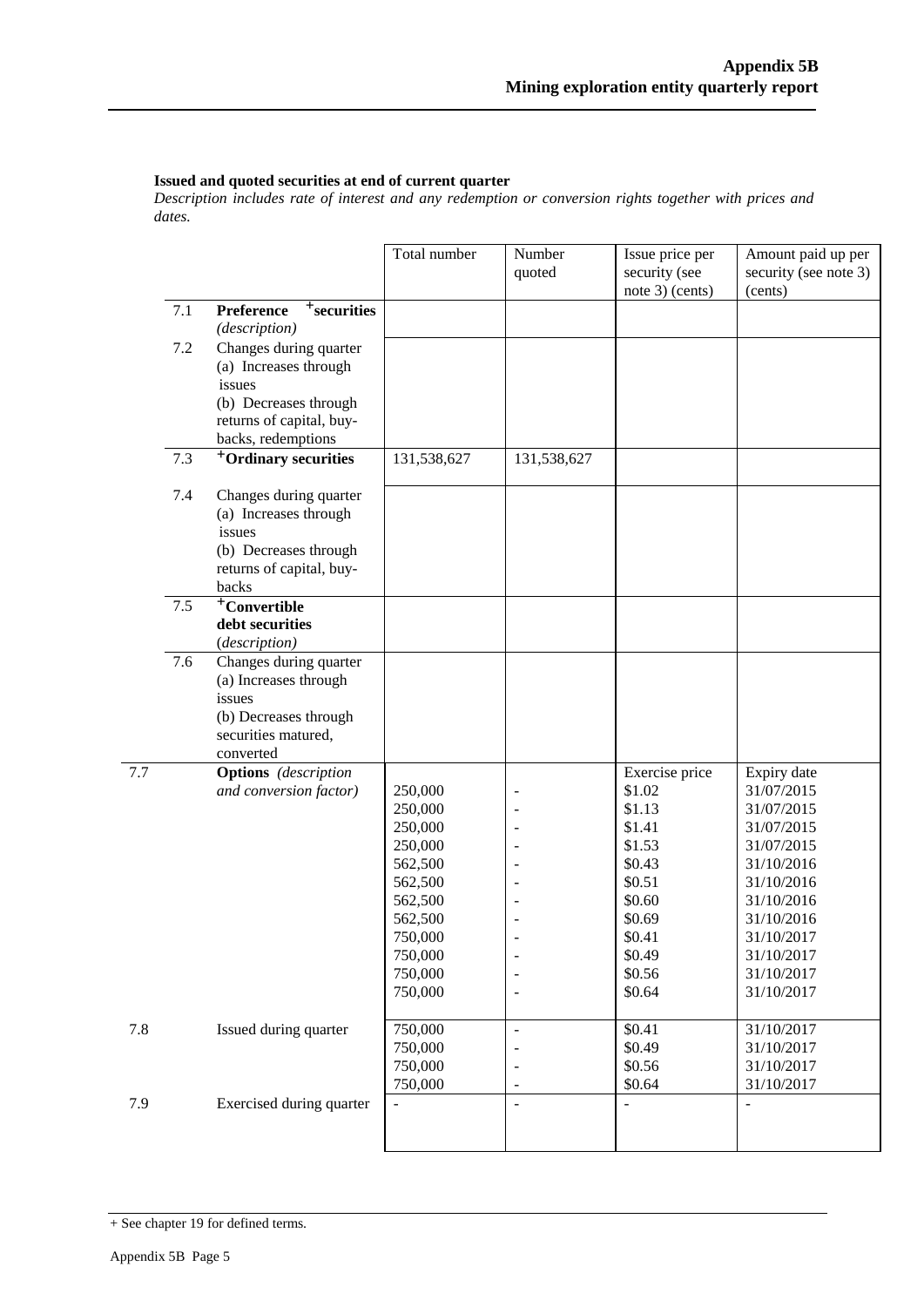**Issued and quoted securities at end of current quarter**

*Description includes rate of interest and any redemption or conversion rights together with prices and dates.*

| | | Total number | Number quoted | Issue price per security (see note 3) (cents) | Amount paid up per security (see note 3) (cents) |
|---|---|---|---|---|---|
| 7.1 | **Preference +securities** *(description)* | | | | |
| 7.2 | Changes during quarter (a) Increases through issues (b) Decreases through returns of capital, buy-backs, redemptions | | | | |
| 7.3 | **+Ordinary securities** | 131,538,627 | 131,538,627 | | |
| 7.4 | Changes during quarter (a) Increases through issues (b) Decreases through returns of capital, buy-backs | | | | |
| 7.5 | **+Convertible debt securities** *(description)* | | | | |
| 7.6 | Changes during quarter (a) Increases through issues (b) Decreases through securities matured, converted | | | | |
| 7.7 | **Options** *(description and conversion factor)* | | | Exercise price | Expiry date |
| | | 250,000 | - | \$1.02 | 31/07/2015 |
| | | 250,000 | - | \$1.13 | 31/07/2015 |
| | | 250,000 | - | \$1.41 | 31/07/2015 |
| | | 250,000 | - | \$1.53 | 31/07/2015 |
| | | 562,500 | - | \$0.43 | 31/10/2016 |
| | | 562,500 | - | \$0.51 | 31/10/2016 |
| | | 562,500 | - | \$0.60 | 31/10/2016 |
| | | 562,500 | - | \$0.69 | 31/10/2016 |
| | | 750,000 | - | \$0.41 | 31/10/2017 |
| | | 750,000 | - | \$0.49 | 31/10/2017 |
| | | 750,000 | - | \$0.56 | 31/10/2017 |
| | | 750,000 | - | \$0.64 | 31/10/2017 |
| 7.8 | Issued during quarter | 750,000 | - | \$0.41 | 31/10/2017 |
| | | 750,000 | - | \$0.49 | 31/10/2017 |
| | | 750,000 | - | \$0.56 | 31/10/2017 |
| | | 750,000 | - | \$0.64 | 31/10/2017 |
| 7.9 | Exercised during quarter | - | - | - | - |

+ See chapter 19 for defined terms.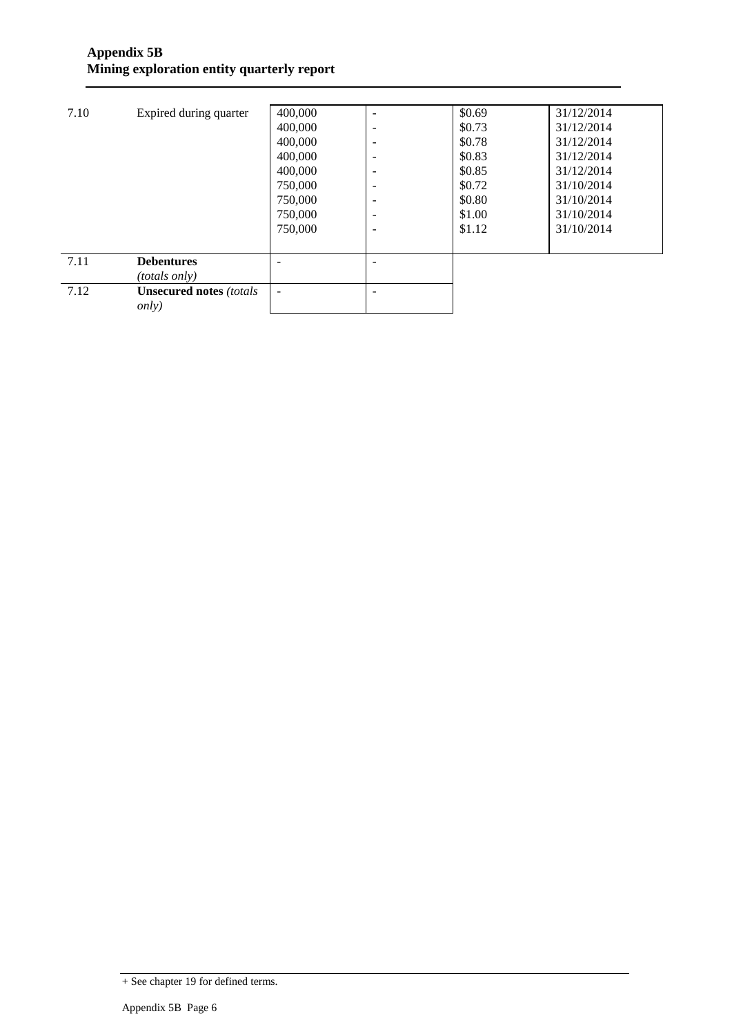| | | | | | |
|---|---|---|---|---|---|
| 7.10 | Expired during quarter | 400,000<br>400,000<br>400,000<br>400,000<br>400,000<br>750,000<br>750,000<br>750,000<br>750,000 | -<br>-<br>-<br>-<br>-<br>-<br>-<br>-<br>- | \$0.69<br>\$0.73<br>\$0.78<br>\$0.83<br>\$0.85<br>\$0.72<br>\$0.80<br>\$1.00<br>\$1.12 | 31/12/2014<br>31/12/2014<br>31/12/2014<br>31/12/2014<br>31/12/2014<br>31/10/2014<br>31/10/2014<br>31/10/2014<br>31/10/2014 |
| 7.11 | **Debentures** *(totals only)* | - | - | | |
| 7.12 | **Unsecured notes** *(totals only)* | - | - | | |

+ See chapter 19 for defined terms.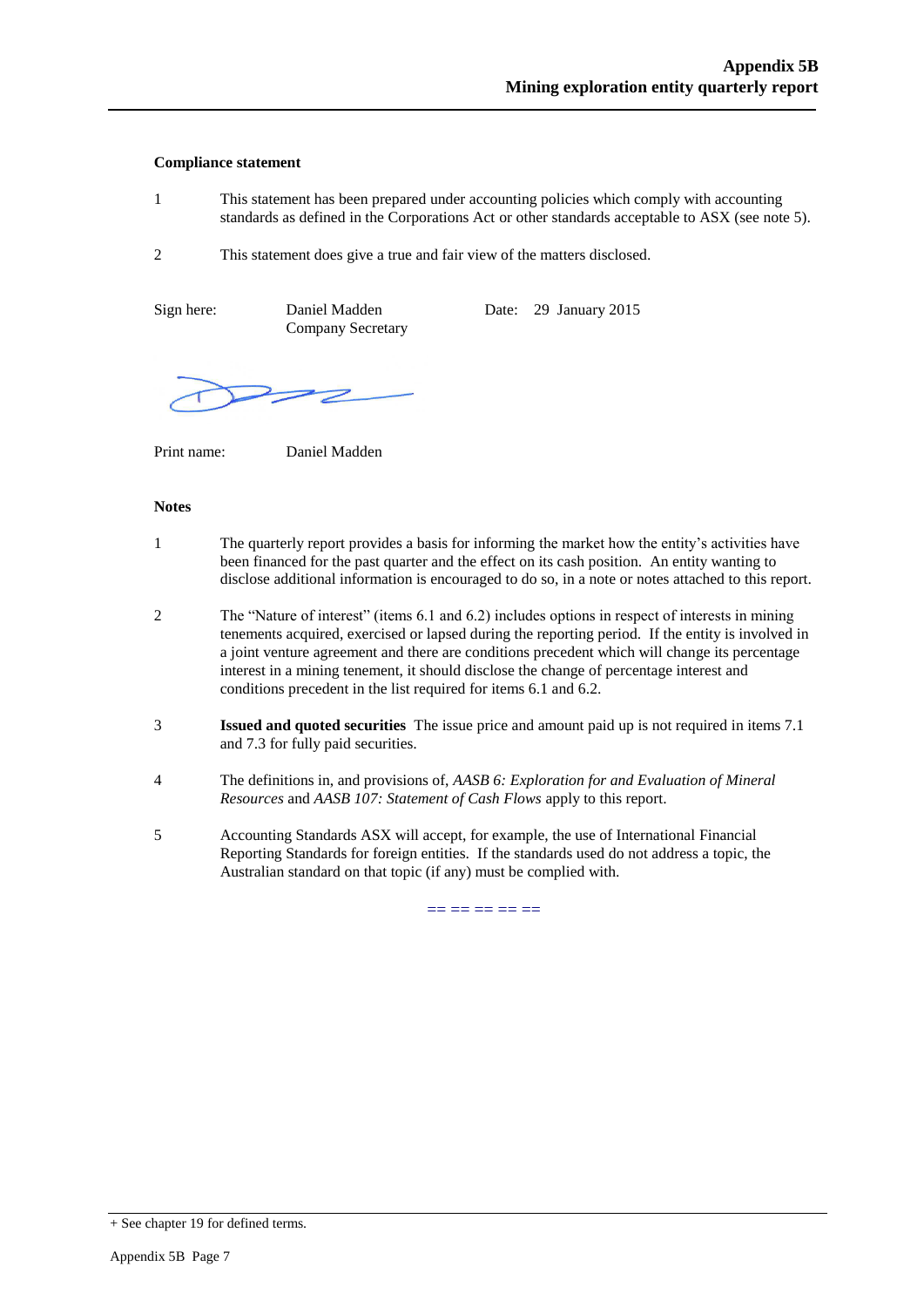## Compliance statement

1 This statement has been prepared under accounting policies which comply with accounting standards as defined in the Corporations Act or other standards acceptable to ASX (see note 5).

2 This statement does give a true and fair view of the matters disclosed.

Sign here: Daniel Madden Date: 29 January 2015
Company Secretary

Print name: Daniel Madden

## Notes

1 The quarterly report provides a basis for informing the market how the entity's activities have been financed for the past quarter and the effect on its cash position. An entity wanting to disclose additional information is encouraged to do so, in a note or notes attached to this report.

2 The "Nature of interest" (items 6.1 and 6.2) includes options in respect of interests in mining tenements acquired, exercised or lapsed during the reporting period. If the entity is involved in a joint venture agreement and there are conditions precedent which will change its percentage interest in a mining tenement, it should disclose the change of percentage interest and conditions precedent in the list required for items 6.1 and 6.2.

3 **Issued and quoted securities** The issue price and amount paid up is not required in items 7.1 and 7.3 for fully paid securities.

4 The definitions in, and provisions of, *AASB 6: Exploration for and Evaluation of Mineral Resources* and *AASB 107: Statement of Cash Flows* apply to this report.

5 Accounting Standards ASX will accept, for example, the use of International Financial Reporting Standards for foreign entities. If the standards used do not address a topic, the Australian standard on that topic (if any) must be complied with.

== == == == ==

+ See chapter 19 for defined terms.